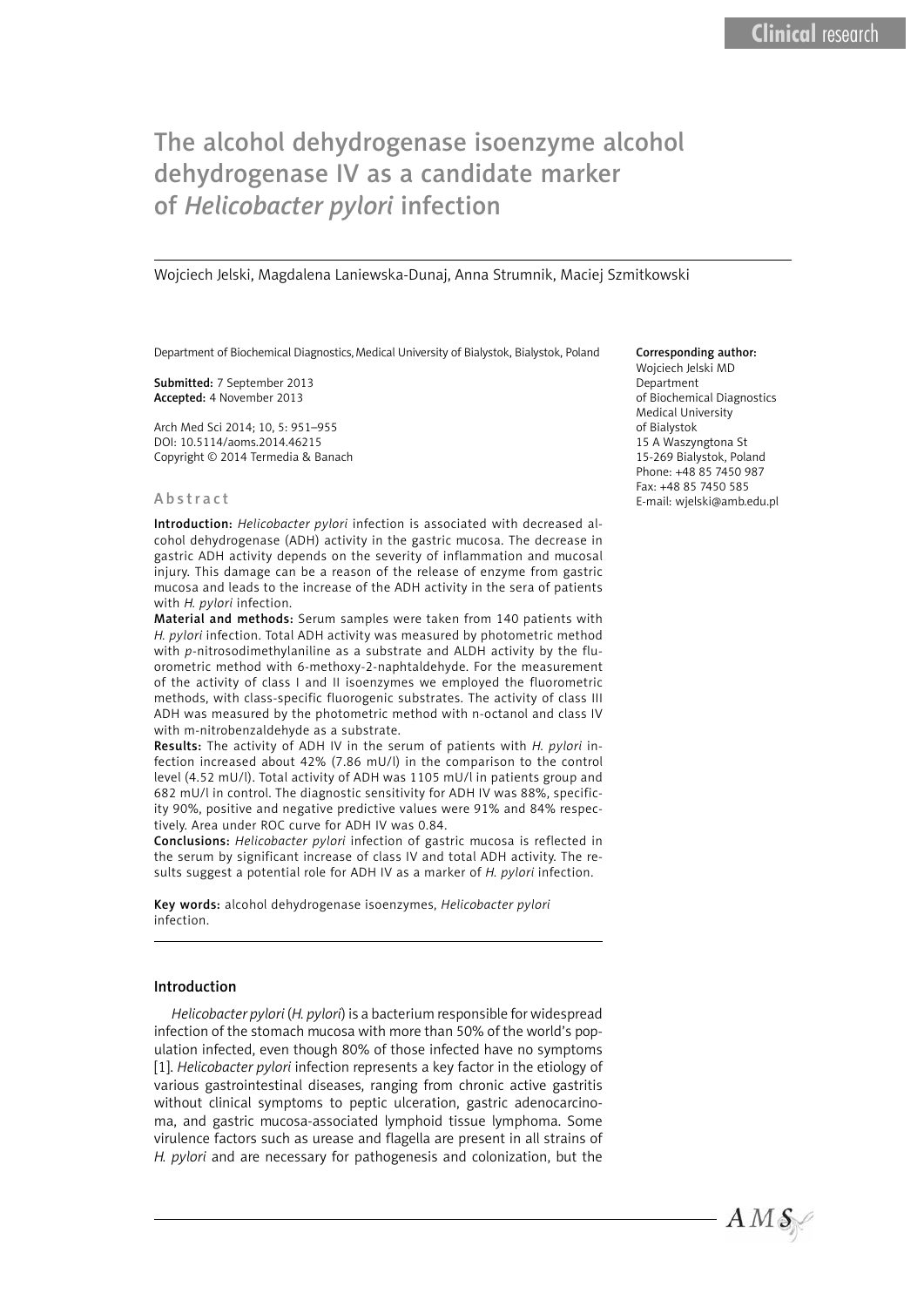# The alcohol dehydrogenase isoenzyme alcohol dehydrogenase IV as a candidate marker of *Helicobacter pylori* infection

Wojciech Jelski, Magdalena Laniewska-Dunaj, Anna Strumnik, Maciej Szmitkowski

Department of Biochemical Diagnostics, Medical University of Bialystok, Bialystok, Poland

**Submitted:** 7 September 2013
**Accepted:** 4 November 2013

Arch Med Sci 2014; 10, 5: 951–955
DOI: 10.5114/aoms.2014.46215
Copyright © 2014 Termedia & Banach

**Corresponding author:**
Wojciech Jelski MD
Department
of Biochemical Diagnostics
Medical University
of Bialystok
15 A Waszyngtona St
15-269 Bialystok, Poland
Phone: +48 85 7450 987
Fax: +48 85 7450 585
E-mail: wjelski@amb.edu.pl

## Abstract

**Introduction:** *Helicobacter pylori* infection is associated with decreased alcohol dehydrogenase (ADH) activity in the gastric mucosa. The decrease in gastric ADH activity depends on the severity of inflammation and mucosal injury. This damage can be a reason of the release of enzyme from gastric mucosa and leads to the increase of the ADH activity in the sera of patients with *H. pylori* infection.

**Material and methods:** Serum samples were taken from 140 patients with *H. pylori* infection. Total ADH activity was measured by photometric method with *p*-nitrosodimethylaniline as a substrate and ALDH activity by the fluorometric method with 6-methoxy-2-naphtaldehyde. For the measurement of the activity of class I and II isoenzymes we employed the fluorometric methods, with class-specific fluorogenic substrates. The activity of class III ADH was measured by the photometric method with n-octanol and class IV with m-nitrobenzaldehyde as a substrate.

**Results:** The activity of ADH IV in the serum of patients with *H. pylori* infection increased about 42% (7.86 mU/l) in the comparison to the control level (4.52 mU/l). Total activity of ADH was 1105 mU/l in patients group and 682 mU/l in control. The diagnostic sensitivity for ADH IV was 88%, specificity 90%, positive and negative predictive values were 91% and 84% respectively. Area under ROC curve for ADH IV was 0.84.

**Conclusions:** *Helicobacter pylori* infection of gastric mucosa is reflected in the serum by significant increase of class IV and total ADH activity. The results suggest a potential role for ADH IV as a marker of *H. pylori* infection.

**Key words:** alcohol dehydrogenase isoenzymes, *Helicobacter pylori* infection.

## Introduction

*Helicobacter pylori* (*H. pylori*) is a bacterium responsible for widespread infection of the stomach mucosa with more than 50% of the world's population infected, even though 80% of those infected have no symptoms [1]. *Helicobacter pylori* infection represents a key factor in the etiology of various gastrointestinal diseases, ranging from chronic active gastritis without clinical symptoms to peptic ulceration, gastric adenocarcinoma, and gastric mucosa-associated lymphoid tissue lymphoma. Some virulence factors such as urease and flagella are present in all strains of *H. pylori* and are necessary for pathogenesis and colonization, but the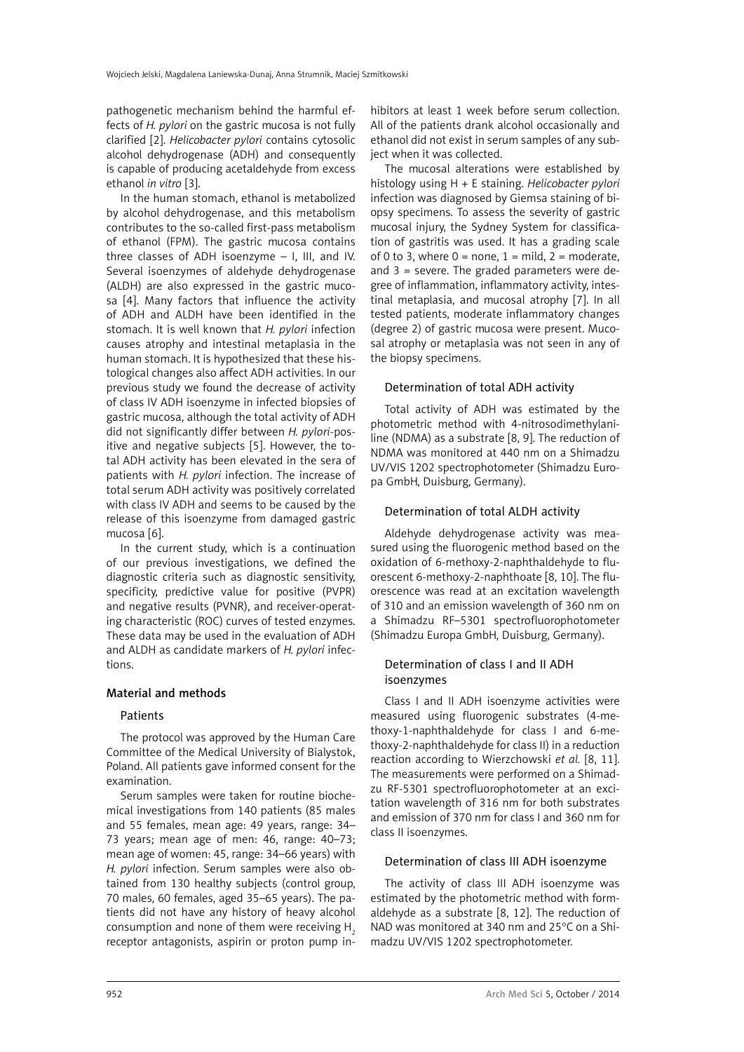pathogenetic mechanism behind the harmful effects of *H. pylori* on the gastric mucosa is not fully clarified [2]. *Helicobacter pylori* contains cytosolic alcohol dehydrogenase (ADH) and consequently is capable of producing acetaldehyde from excess ethanol *in vitro* [3].

In the human stomach, ethanol is metabolized by alcohol dehydrogenase, and this metabolism contributes to the so-called first-pass metabolism of ethanol (FPM). The gastric mucosa contains three classes of ADH isoenzyme – I, III, and IV. Several isoenzymes of aldehyde dehydrogenase (ALDH) are also expressed in the gastric mucosa [4]. Many factors that influence the activity of ADH and ALDH have been identified in the stomach. It is well known that *H. pylori* infection causes atrophy and intestinal metaplasia in the human stomach. It is hypothesized that these histological changes also affect ADH activities. In our previous study we found the decrease of activity of class IV ADH isoenzyme in infected biopsies of gastric mucosa, although the total activity of ADH did not significantly differ between *H. pylori*-positive and negative subjects [5]. However, the total ADH activity has been elevated in the sera of patients with *H. pylori* infection. The increase of total serum ADH activity was positively correlated with class IV ADH and seems to be caused by the release of this isoenzyme from damaged gastric mucosa [6].

In the current study, which is a continuation of our previous investigations, we defined the diagnostic criteria such as diagnostic sensitivity, specificity, predictive value for positive (PVPR) and negative results (PVNR), and receiver-operating characteristic (ROC) curves of tested enzymes. These data may be used in the evaluation of ADH and ALDH as candidate markers of *H. pylori* infections.

## Material and methods

### Patients

The protocol was approved by the Human Care Committee of the Medical University of Bialystok, Poland. All patients gave informed consent for the examination.

Serum samples were taken for routine biochemical investigations from 140 patients (85 males and 55 females, mean age: 49 years, range: 34–73 years; mean age of men: 46, range: 40–73; mean age of women: 45, range: 34–66 years) with *H. pylori* infection. Serum samples were also obtained from 130 healthy subjects (control group, 70 males, 60 females, aged 35–65 years). The patients did not have any history of heavy alcohol consumption and none of them were receiving $H_2$ receptor antagonists, aspirin or proton pump inhibitors at least 1 week before serum collection. All of the patients drank alcohol occasionally and ethanol did not exist in serum samples of any subject when it was collected.

The mucosal alterations were established by histology using H + E staining. *Helicobacter pylori* infection was diagnosed by Giemsa staining of biopsy specimens. To assess the severity of gastric mucosal injury, the Sydney System for classification of gastritis was used. It has a grading scale of 0 to 3, where 0 = none, 1 = mild, 2 = moderate, and 3 = severe. The graded parameters were degree of inflammation, inflammatory activity, intestinal metaplasia, and mucosal atrophy [7]. In all tested patients, moderate inflammatory changes (degree 2) of gastric mucosa were present. Mucosal atrophy or metaplasia was not seen in any of the biopsy specimens.

### Determination of total ADH activity

Total activity of ADH was estimated by the photometric method with 4-nitrosodimethylaniline (NDMA) as a substrate [8, 9]. The reduction of NDMA was monitored at 440 nm on a Shimadzu UV/VIS 1202 spectrophotometer (Shimadzu Europa GmbH, Duisburg, Germany).

### Determination of total ALDH activity

Aldehyde dehydrogenase activity was measured using the fluorogenic method based on the oxidation of 6-methoxy-2-naphthaldehyde to fluorescent 6-methoxy-2-naphthoate [8, 10]. The fluorescence was read at an excitation wavelength of 310 and an emission wavelength of 360 nm on a Shimadzu RF–5301 spectrofluorophotometer (Shimadzu Europa GmbH, Duisburg, Germany).

### Determination of class I and II ADH isoenzymes

Class I and II ADH isoenzyme activities were measured using fluorogenic substrates (4-methoxy-1-naphthaldehyde for class I and 6-methoxy-2-naphthaldehyde for class II) in a reduction reaction according to Wierzchowski *et al.* [8, 11]. The measurements were performed on a Shimadzu RF-5301 spectrofluorophotometer at an excitation wavelength of 316 nm for both substrates and emission of 370 nm for class I and 360 nm for class II isoenzymes.

### Determination of class III ADH isoenzyme

The activity of class III ADH isoenzyme was estimated by the photometric method with formaldehyde as a substrate [8, 12]. The reduction of NAD was monitored at 340 nm and 25°C on a Shimadzu UV/VIS 1202 spectrophotometer.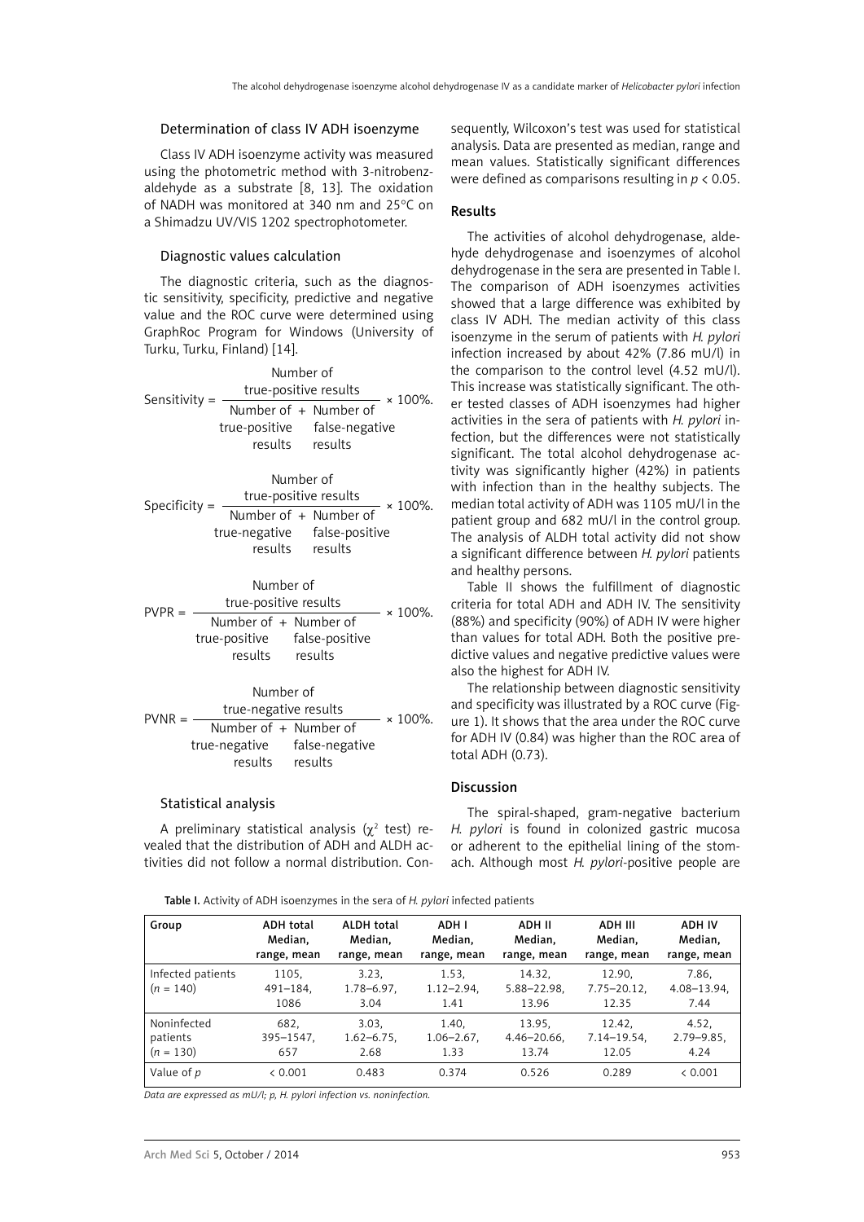### Determination of class IV ADH isoenzyme

Class IV ADH isoenzyme activity was measured using the photometric method with 3-nitrobenzaldehyde as a substrate [8, 13]. The oxidation of NADH was monitored at 340 nm and 25°C on a Shimadzu UV/VIS 1202 spectrophotometer.

### Diagnostic values calculation

The diagnostic criteria, such as the diagnostic sensitivity, specificity, predictive and negative value and the ROC curve were determined using GraphRoc Program for Windows (University of Turku, Turku, Finland) [14].

$$\text{Sensitivity} = \frac{\text{Number of true-positive results}}{\text{Number of true-positive results} + \text{Number of false-negative results}} \times 100\%.$$

$$\text{Specificity} = \frac{\text{Number of true-positive results}}{\text{Number of true-negative results} + \text{Number of false-positive results}} \times 100\%.$$

$$\text{PVPR} = \frac{\text{Number of true-positive results}}{\text{Number of true-positive results} + \text{Number of false-positive results}} \times 100\%.$$

$$\text{PVNR} = \frac{\text{Number of true-negative results}}{\text{Number of true-negative results} + \text{Number of false-negative results}} \times 100\%.$$

### Statistical analysis

A preliminary statistical analysis ($\chi^2$ test) revealed that the distribution of ADH and ALDH activities did not follow a normal distribution. Consequently, Wilcoxon's test was used for statistical analysis. Data are presented as median, range and mean values. Statistically significant differences were defined as comparisons resulting in $p < 0.05$.

## Results

The activities of alcohol dehydrogenase, aldehyde dehydrogenase and isoenzymes of alcohol dehydrogenase in the sera are presented in Table I. The comparison of ADH isoenzymes activities showed that a large difference was exhibited by class IV ADH. The median activity of this class isoenzyme in the serum of patients with *H. pylori* infection increased by about 42% (7.86 mU/l) in the comparison to the control level (4.52 mU/l). This increase was statistically significant. The other tested classes of ADH isoenzymes had higher activities in the sera of patients with *H. pylori* infection, but the differences were not statistically significant. The total alcohol dehydrogenase activity was significantly higher (42%) in patients with infection than in the healthy subjects. The median total activity of ADH was 1105 mU/l in the patient group and 682 mU/l in the control group. The analysis of ALDH total activity did not show a significant difference between *H. pylori* patients and healthy persons.

Table II shows the fulfillment of diagnostic criteria for total ADH and ADH IV. The sensitivity (88%) and specificity (90%) of ADH IV were higher than values for total ADH. Both the positive predictive values and negative predictive values were also the highest for ADH IV.

The relationship between diagnostic sensitivity and specificity was illustrated by a ROC curve (Figure 1). It shows that the area under the ROC curve for ADH IV (0.84) was higher than the ROC area of total ADH (0.73).

## Discussion

The spiral-shaped, gram-negative bacterium *H. pylori* is found in colonized gastric mucosa or adherent to the epithelial lining of the stomach. Although most *H. pylori*-positive people are

**Table I.** Activity of ADH isoenzymes in the sera of *H. pylori* infected patients

| Group | ADH total Median, range, mean | ALDH total Median, range, mean | ADH I Median, range, mean | ADH II Median, range, mean | ADH III Median, range, mean | ADH IV Median, range, mean |
|---|---|---|---|---|---|---|
| Infected patients ($n$ = 140) | 1105, 491–184, 1086 | 3.23, 1.78–6.97, 3.04 | 1.53, 1.12–2.94, 1.41 | 14.32, 5.88–22.98, 13.96 | 12.90, 7.75–20.12, 12.35 | 7.86, 4.08–13.94, 7.44 |
| Noninfected patients ($n$ = 130) | 682, 395–1547, 657 | 3.03, 1.62–6.75, 2.68 | 1.40, 1.06–2.67, 1.33 | 13.95, 4.46–20.66, 13.74 | 12.42, 7.14–19.54, 12.05 | 4.52, 2.79–9.85, 4.24 |
| Value of $p$ | < 0.001 | 0.483 | 0.374 | 0.526 | 0.289 | < 0.001 |

*Data are expressed as mU/l; p, H. pylori infection vs. noninfection.*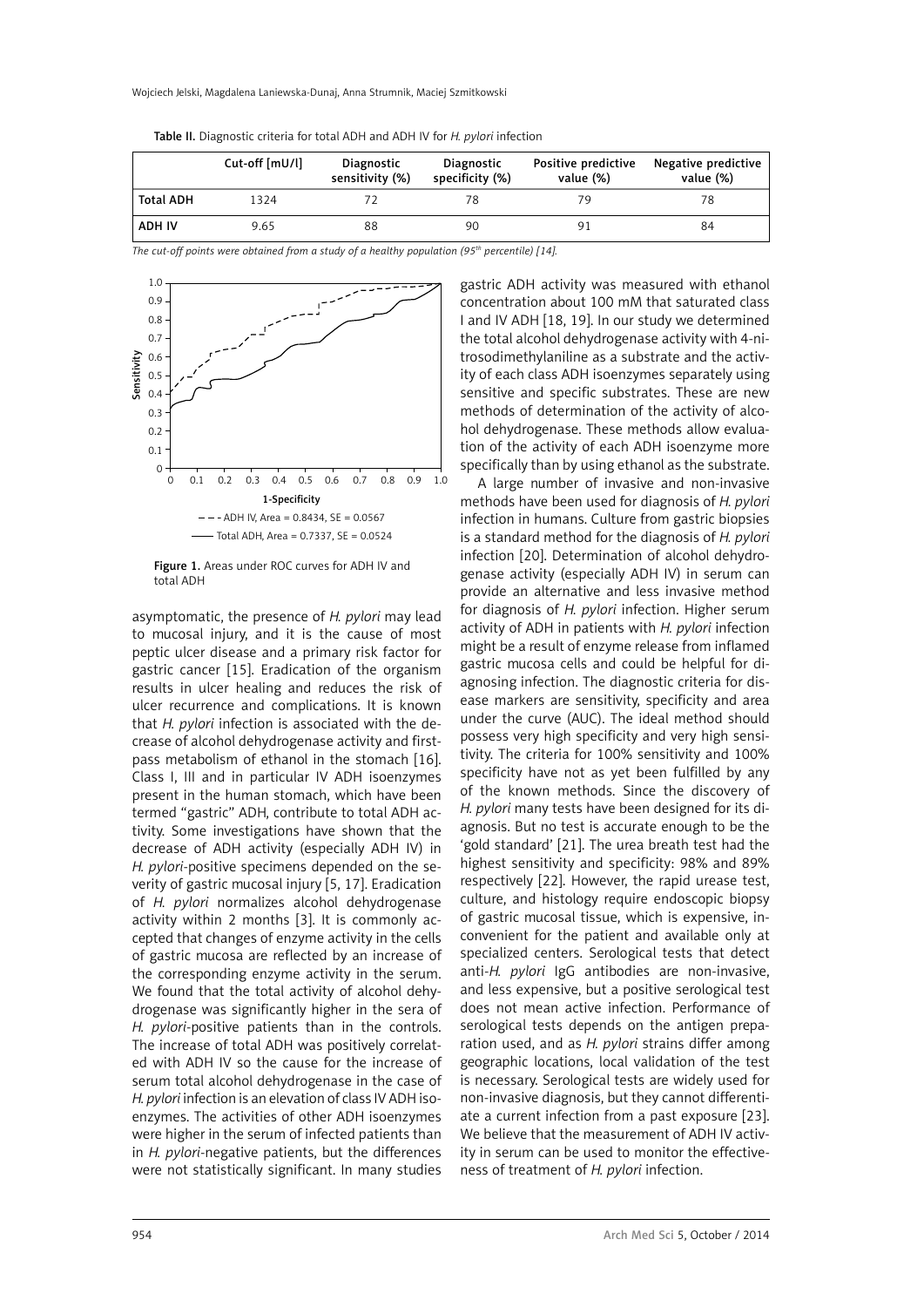**Table II.** Diagnostic criteria for total ADH and ADH IV for *H. pylori* infection

| | Cut-off [mU/l] | Diagnostic sensitivity (%) | Diagnostic specificity (%) | Positive predictive value (%) | Negative predictive value (%) |
|---|---|---|---|---|---|
| Total ADH | 1324 | 72 | 78 | 79 | 78 |
| ADH IV | 9.65 | 88 | 90 | 91 | 84 |

*The cut-off points were obtained from a study of a healthy population (95th percentile) [14].*

**Figure 1.** Areas under ROC curves for ADH IV and total ADH

asymptomatic, the presence of *H. pylori* may lead to mucosal injury, and it is the cause of most peptic ulcer disease and a primary risk factor for gastric cancer [15]. Eradication of the organism results in ulcer healing and reduces the risk of ulcer recurrence and complications. It is known that *H. pylori* infection is associated with the decrease of alcohol dehydrogenase activity and first-pass metabolism of ethanol in the stomach [16]. Class I, III and in particular IV ADH isoenzymes present in the human stomach, which have been termed "gastric" ADH, contribute to total ADH activity. Some investigations have shown that the decrease of ADH activity (especially ADH IV) in *H. pylori*-positive specimens depended on the severity of gastric mucosal injury [5, 17]. Eradication of *H. pylori* normalizes alcohol dehydrogenase activity within 2 months [3]. It is commonly accepted that changes of enzyme activity in the cells of gastric mucosa are reflected by an increase of the corresponding enzyme activity in the serum. We found that the total activity of alcohol dehydrogenase was significantly higher in the sera of *H. pylori*-positive patients than in the controls. The increase of total ADH was positively correlated with ADH IV so the cause for the increase of serum total alcohol dehydrogenase in the case of *H. pylori* infection is an elevation of class IV ADH isoenzymes. The activities of other ADH isoenzymes were higher in the serum of infected patients than in *H. pylori*-negative patients, but the differences were not statistically significant. In many studies gastric ADH activity was measured with ethanol concentration about 100 mM that saturated class I and IV ADH [18, 19]. In our study we determined the total alcohol dehydrogenase activity with 4-nitrosodimethylaniline as a substrate and the activity of each class ADH isoenzymes separately using sensitive and specific substrates. These are new methods of determination of the activity of alcohol dehydrogenase. These methods allow evaluation of the activity of each ADH isoenzyme more specifically than by using ethanol as the substrate.

A large number of invasive and non-invasive methods have been used for diagnosis of *H. pylori* infection in humans. Culture from gastric biopsies is a standard method for the diagnosis of *H. pylori* infection [20]. Determination of alcohol dehydrogenase activity (especially ADH IV) in serum can provide an alternative and less invasive method for diagnosis of *H. pylori* infection. Higher serum activity of ADH in patients with *H. pylori* infection might be a result of enzyme release from inflamed gastric mucosa cells and could be helpful for diagnosing infection. The diagnostic criteria for disease markers are sensitivity, specificity and area under the curve (AUC). The ideal method should possess very high specificity and very high sensitivity. The criteria for 100% sensitivity and 100% specificity have not as yet been fulfilled by any of the known methods. Since the discovery of *H. pylori* many tests have been designed for its diagnosis. But no test is accurate enough to be the 'gold standard' [21]. The urea breath test had the highest sensitivity and specificity: 98% and 89% respectively [22]. However, the rapid urease test, culture, and histology require endoscopic biopsy of gastric mucosal tissue, which is expensive, inconvenient for the patient and available only at specialized centers. Serological tests that detect anti-*H. pylori* IgG antibodies are non-invasive, and less expensive, but a positive serological test does not mean active infection. Performance of serological tests depends on the antigen preparation used, and as *H. pylori* strains differ among geographic locations, local validation of the test is necessary. Serological tests are widely used for non-invasive diagnosis, but they cannot differentiate a current infection from a past exposure [23]. We believe that the measurement of ADH IV activity in serum can be used to monitor the effectiveness of treatment of *H. pylori* infection.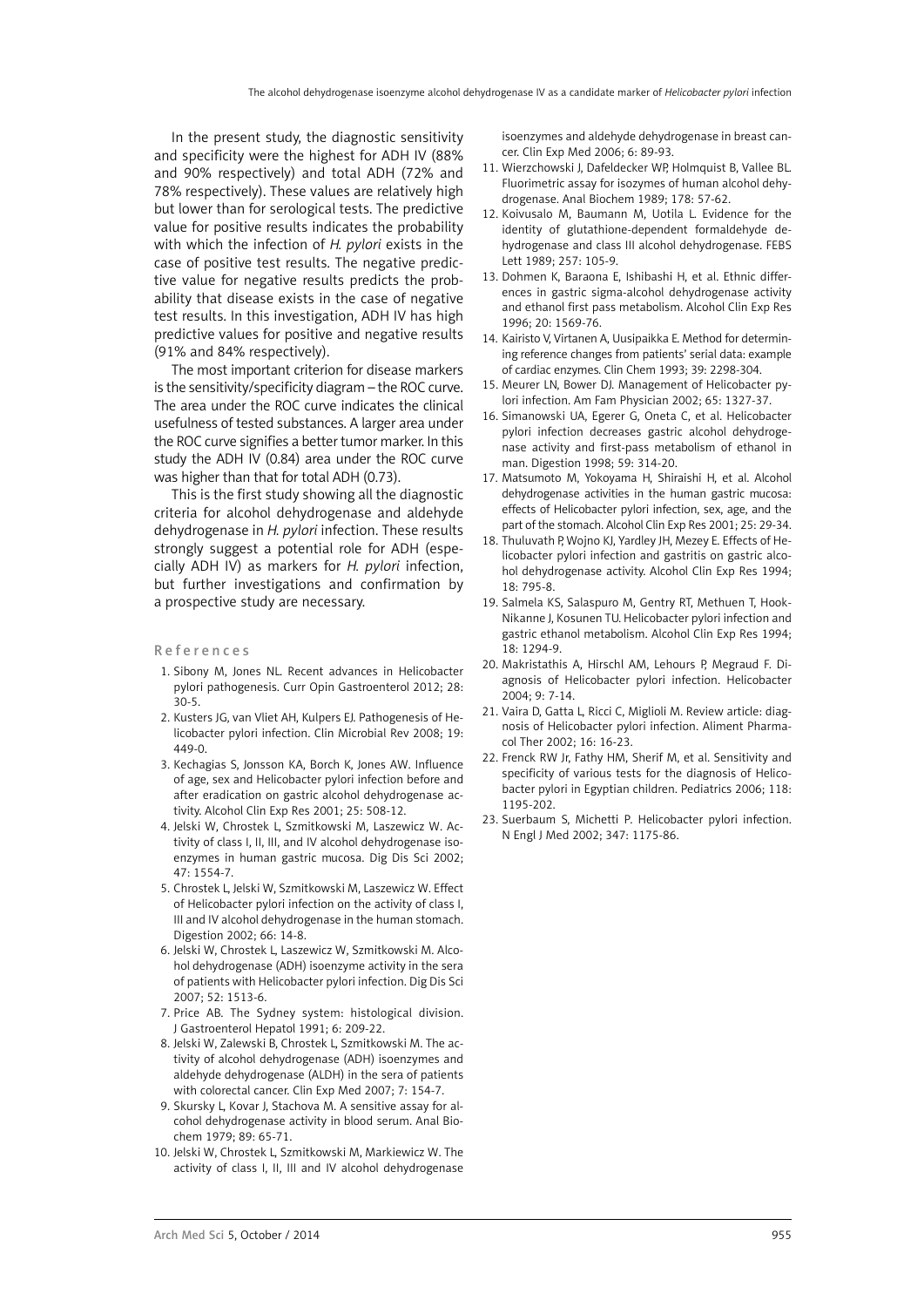In the present study, the diagnostic sensitivity and specificity were the highest for ADH IV (88% and 90% respectively) and total ADH (72% and 78% respectively). These values are relatively high but lower than for serological tests. The predictive value for positive results indicates the probability with which the infection of *H. pylori* exists in the case of positive test results. The negative predictive value for negative results predicts the probability that disease exists in the case of negative test results. In this investigation, ADH IV has high predictive values for positive and negative results (91% and 84% respectively).

The most important criterion for disease markers is the sensitivity/specificity diagram – the ROC curve. The area under the ROC curve indicates the clinical usefulness of tested substances. A larger area under the ROC curve signifies a better tumor marker. In this study the ADH IV (0.84) area under the ROC curve was higher than that for total ADH (0.73).

This is the first study showing all the diagnostic criteria for alcohol dehydrogenase and aldehyde dehydrogenase in *H. pylori* infection. These results strongly suggest a potential role for ADH (especially ADH IV) as markers for *H. pylori* infection, but further investigations and confirmation by a prospective study are necessary.

## References

1. Sibony M, Jones NL. Recent advances in Helicobacter pylori pathogenesis. Curr Opin Gastroenterol 2012; 28: 30-5.
2. Kusters JG, van Vliet AH, Kulpers EJ. Pathogenesis of Helicobacter pylori infection. Clin Microbial Rev 2008; 19: 449-0.
3. Kechagias S, Jonsson KA, Borch K, Jones AW. Influence of age, sex and Helicobacter pylori infection before and after eradication on gastric alcohol dehydrogenase activity. Alcohol Clin Exp Res 2001; 25: 508-12.
4. Jelski W, Chrostek L, Szmitkowski M, Laszewicz W. Activity of class I, II, III, and IV alcohol dehydrogenase isoenzymes in human gastric mucosa. Dig Dis Sci 2002; 47: 1554-7.
5. Chrostek L, Jelski W, Szmitkowski M, Laszewicz W. Effect of Helicobacter pylori infection on the activity of class I, III and IV alcohol dehydrogenase in the human stomach. Digestion 2002; 66: 14-8.
6. Jelski W, Chrostek L, Laszewicz W, Szmitkowski M. Alcohol dehydrogenase (ADH) isoenzyme activity in the sera of patients with Helicobacter pylori infection. Dig Dis Sci 2007; 52: 1513-6.
7. Price AB. The Sydney system: histological division. J Gastroenterol Hepatol 1991; 6: 209-22.
8. Jelski W, Zalewski B, Chrostek L, Szmitkowski M. The activity of alcohol dehydrogenase (ADH) isoenzymes and aldehyde dehydrogenase (ALDH) in the sera of patients with colorectal cancer. Clin Exp Med 2007; 7: 154-7.
9. Skursky L, Kovar J, Stachova M. A sensitive assay for alcohol dehydrogenase activity in blood serum. Anal Biochem 1979; 89: 65-71.
10. Jelski W, Chrostek L, Szmitkowski M, Markiewicz W. The activity of class I, II, III and IV alcohol dehydrogenase isoenzymes and aldehyde dehydrogenase in breast cancer. Clin Exp Med 2006; 6: 89-93.
11. Wierzchowski J, Dafeldecker WP, Holmquist B, Vallee BL. Fluorimetric assay for isozymes of human alcohol dehydrogenase. Anal Biochem 1989; 178: 57-62.
12. Koivusalo M, Baumann M, Uotila L. Evidence for the identity of glutathione-dependent formaldehyde dehydrogenase and class III alcohol dehydrogenase. FEBS Lett 1989; 257: 105-9.
13. Dohmen K, Baraona E, Ishibashi H, et al. Ethnic differences in gastric sigma-alcohol dehydrogenase activity and ethanol first pass metabolism. Alcohol Clin Exp Res 1996; 20: 1569-76.
14. Kairisto V, Virtanen A, Uusipaikka E. Method for determining reference changes from patients' serial data: example of cardiac enzymes. Clin Chem 1993; 39: 2298-304.
15. Meurer LN, Bower DJ. Management of Helicobacter pylori infection. Am Fam Physician 2002; 65: 1327-37.
16. Simanowski UA, Egerer G, Oneta C, et al. Helicobacter pylori infection decreases gastric alcohol dehydrogenase activity and first-pass metabolism of ethanol in man. Digestion 1998; 59: 314-20.
17. Matsumoto M, Yokoyama H, Shiraishi H, et al. Alcohol dehydrogenase activities in the human gastric mucosa: effects of Helicobacter pylori infection, sex, age, and the part of the stomach. Alcohol Clin Exp Res 2001; 25: 29-34.
18. Thuluvath P, Wojno KJ, Yardley JH, Mezey E. Effects of Helicobacter pylori infection and gastritis on gastric alcohol dehydrogenase activity. Alcohol Clin Exp Res 1994; 18: 795-8.
19. Salmela KS, Salaspuro M, Gentry RT, Methuen T, Hook-Nikanne J, Kosunen TU. Helicobacter pylori infection and gastric ethanol metabolism. Alcohol Clin Exp Res 1994; 18: 1294-9.
20. Makristathis A, Hirschl AM, Lehours P, Megraud F. Diagnosis of Helicobacter pylori infection. Helicobacter 2004; 9: 7-14.
21. Vaira D, Gatta L, Ricci C, Miglioli M. Review article: diagnosis of Helicobacter pylori infection. Aliment Pharmacol Ther 2002; 16: 16-23.
22. Frenck RW Jr, Fathy HM, Sherif M, et al. Sensitivity and specificity of various tests for the diagnosis of Helicobacter pylori in Egyptian children. Pediatrics 2006; 118: 1195-202.
23. Suerbaum S, Michetti P. Helicobacter pylori infection. N Engl J Med 2002; 347: 1175-86.